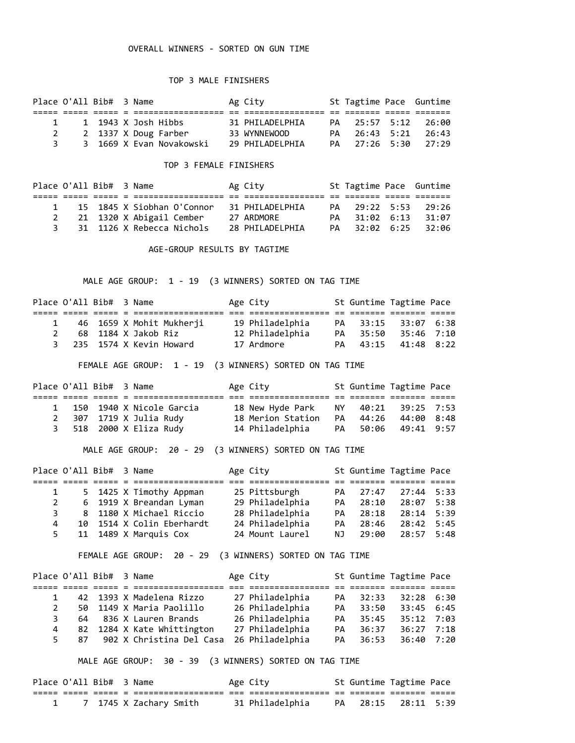## OVERALL WINNERS - SORTED ON GUN TIME

### TOP 3 MALE FINISHERS

| Place | O'All | Bib# | 3 | Name | Ag | City | St | Tagtime | Pace | Guntime |
|---|---|---|---|---|---|---|---|---|---|---|
| 1 | 1 | 1943 | X | Josh Hibbs | 31 | PHILADELPHIA | PA | 25:57 | 5:12 | 26:00 |
| 2 | 2 | 1337 | X | Doug Farber | 33 | WYNNEWOOD | PA | 26:43 | 5:21 | 26:43 |
| 3 | 3 | 1669 | X | Evan Novakowski | 29 | PHILADELPHIA | PA | 27:26 | 5:30 | 27:29 |

### TOP 3 FEMALE FINISHERS

| Place | O'All | Bib# | 3 | Name | Ag | City | St | Tagtime | Pace | Guntime |
|---|---|---|---|---|---|---|---|---|---|---|
| 1 | 15 | 1845 | X | Siobhan O'Connor | 31 | PHILADELPHIA | PA | 29:22 | 5:53 | 29:26 |
| 2 | 21 | 1320 | X | Abigail Cember | 27 | ARDMORE | PA | 31:02 | 6:13 | 31:07 |
| 3 | 31 | 1126 | X | Rebecca Nichols | 28 | PHILADELPHIA | PA | 32:02 | 6:25 | 32:06 |

## AGE-GROUP RESULTS BY TAGTIME

### MALE AGE GROUP: 1 - 19 (3 WINNERS) SORTED ON TAG TIME

| Place | O'All | Bib# | 3 | Name | Age | City | St | Guntime | Tagtime | Pace |
|---|---|---|---|---|---|---|---|---|---|---|
| 1 | 46 | 1659 | X | Mohit Mukherji | 19 | Philadelphia | PA | 33:15 | 33:07 | 6:38 |
| 2 | 68 | 1184 | X | Jakob Riz | 12 | Philadelphia | PA | 35:50 | 35:46 | 7:10 |
| 3 | 235 | 1574 | X | Kevin Howard | 17 | Ardmore | PA | 43:15 | 41:48 | 8:22 |

### FEMALE AGE GROUP: 1 - 19 (3 WINNERS) SORTED ON TAG TIME

| Place | O'All | Bib# | 3 | Name | Age | City | St | Guntime | Tagtime | Pace |
|---|---|---|---|---|---|---|---|---|---|---|
| 1 | 150 | 1940 | X | Nicole Garcia | 18 | New Hyde Park | NY | 40:21 | 39:25 | 7:53 |
| 2 | 307 | 1719 | X | Julia Rudy | 18 | Merion Station | PA | 44:26 | 44:00 | 8:48 |
| 3 | 518 | 2000 | X | Eliza Rudy | 14 | Philadelphia | PA | 50:06 | 49:41 | 9:57 |

### MALE AGE GROUP: 20 - 29 (3 WINNERS) SORTED ON TAG TIME

| Place | O'All | Bib# | 3 | Name | Age | City | St | Guntime | Tagtime | Pace |
|---|---|---|---|---|---|---|---|---|---|---|
| 1 | 5 | 1425 | X | Timothy Appman | 25 | Pittsburgh | PA | 27:47 | 27:44 | 5:33 |
| 2 | 6 | 1919 | X | Breandan Lyman | 29 | Philadelphia | PA | 28:10 | 28:07 | 5:38 |
| 3 | 8 | 1180 | X | Michael Riccio | 28 | Philadelphia | PA | 28:18 | 28:14 | 5:39 |
| 4 | 10 | 1514 | X | Colin Eberhardt | 24 | Philadelphia | PA | 28:46 | 28:42 | 5:45 |
| 5 | 11 | 1489 | X | Marquis Cox | 24 | Mount Laurel | NJ | 29:00 | 28:57 | 5:48 |

### FEMALE AGE GROUP: 20 - 29 (3 WINNERS) SORTED ON TAG TIME

| Place | O'All | Bib# | 3 | Name | Age | City | St | Guntime | Tagtime | Pace |
|---|---|---|---|---|---|---|---|---|---|---|
| 1 | 42 | 1393 | X | Madelena Rizzo | 27 | Philadelphia | PA | 32:33 | 32:28 | 6:30 |
| 2 | 50 | 1149 | X | Maria Paolillo | 26 | Philadelphia | PA | 33:50 | 33:45 | 6:45 |
| 3 | 64 | 836 | X | Lauren Brands | 26 | Philadelphia | PA | 35:45 | 35:12 | 7:03 |
| 4 | 82 | 1284 | X | Kate Whittington | 27 | Philadelphia | PA | 36:37 | 36:27 | 7:18 |
| 5 | 87 | 902 | X | Christina Del Casa | 26 | Philadelphia | PA | 36:53 | 36:40 | 7:20 |

### MALE AGE GROUP: 30 - 39 (3 WINNERS) SORTED ON TAG TIME

| Place | O'All | Bib# | 3 | Name | Age | City | St | Guntime | Tagtime | Pace |
|---|---|---|---|---|---|---|---|---|---|---|
| 1 | 7 | 1745 | X | Zachary Smith | 31 | Philadelphia | PA | 28:15 | 28:11 | 5:39 |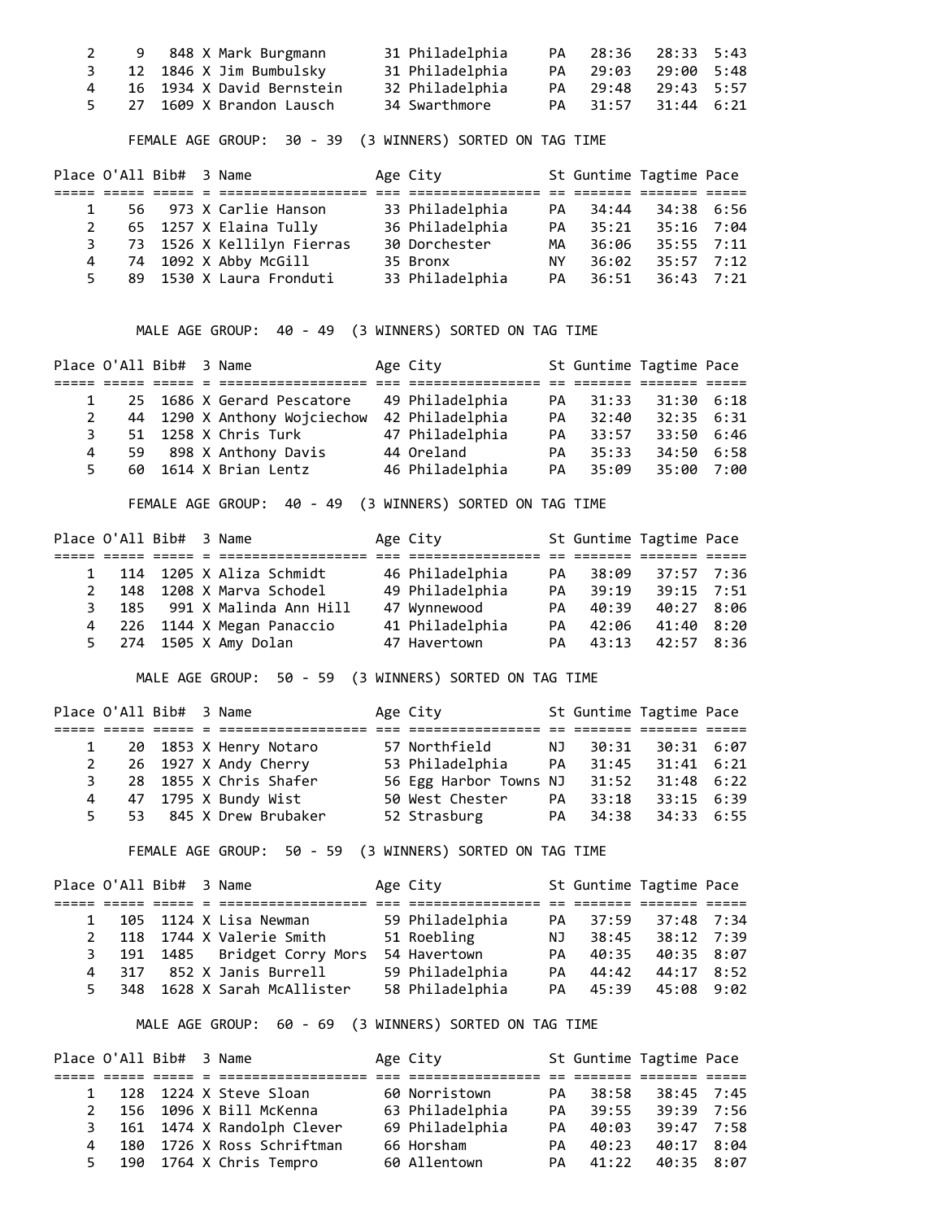| Place | O'All | Bib# | 3 | Name | Age | City | St | Guntime | Tagtime | Pace |
|---|---|---|---|---|---|---|---|---|---|---|
| 2 | 9 | 848 | X | Mark Burgmann | 31 | Philadelphia | PA | 28:36 | 28:33 | 5:43 |
| 3 | 12 | 1846 | X | Jim Bumbulsky | 31 | Philadelphia | PA | 29:03 | 29:00 | 5:48 |
| 4 | 16 | 1934 | X | David Bernstein | 32 | Philadelphia | PA | 29:48 | 29:43 | 5:57 |
| 5 | 27 | 1609 | X | Brandon Lausch | 34 | Swarthmore | PA | 31:57 | 31:44 | 6:21 |

FEMALE AGE GROUP: 30 - 39 (3 WINNERS) SORTED ON TAG TIME

| Place | O'All | Bib# | 3 | Name | Age | City | St | Guntime | Tagtime | Pace |
|---|---|---|---|---|---|---|---|---|---|---|
| 1 | 56 | 973 | X | Carlie Hanson | 33 | Philadelphia | PA | 34:44 | 34:38 | 6:56 |
| 2 | 65 | 1257 | X | Elaina Tully | 36 | Philadelphia | PA | 35:21 | 35:16 | 7:04 |
| 3 | 73 | 1526 | X | Kellilyn Fierras | 30 | Dorchester | MA | 36:06 | 35:55 | 7:11 |
| 4 | 74 | 1092 | X | Abby McGill | 35 | Bronx | NY | 36:02 | 35:57 | 7:12 |
| 5 | 89 | 1530 | X | Laura Fronduti | 33 | Philadelphia | PA | 36:51 | 36:43 | 7:21 |

MALE AGE GROUP: 40 - 49 (3 WINNERS) SORTED ON TAG TIME

| Place | O'All | Bib# | 3 | Name | Age | City | St | Guntime | Tagtime | Pace |
|---|---|---|---|---|---|---|---|---|---|---|
| 1 | 25 | 1686 | X | Gerard Pescatore | 49 | Philadelphia | PA | 31:33 | 31:30 | 6:18 |
| 2 | 44 | 1290 | X | Anthony Wojciechow | 42 | Philadelphia | PA | 32:40 | 32:35 | 6:31 |
| 3 | 51 | 1258 | X | Chris Turk | 47 | Philadelphia | PA | 33:57 | 33:50 | 6:46 |
| 4 | 59 | 898 | X | Anthony Davis | 44 | Oreland | PA | 35:33 | 34:50 | 6:58 |
| 5 | 60 | 1614 | X | Brian Lentz | 46 | Philadelphia | PA | 35:09 | 35:00 | 7:00 |

FEMALE AGE GROUP: 40 - 49 (3 WINNERS) SORTED ON TAG TIME

| Place | O'All | Bib# | 3 | Name | Age | City | St | Guntime | Tagtime | Pace |
|---|---|---|---|---|---|---|---|---|---|---|
| 1 | 114 | 1205 | X | Aliza Schmidt | 46 | Philadelphia | PA | 38:09 | 37:57 | 7:36 |
| 2 | 148 | 1208 | X | Marva Schodel | 49 | Philadelphia | PA | 39:19 | 39:15 | 7:51 |
| 3 | 185 | 991 | X | Malinda Ann Hill | 47 | Wynnewood | PA | 40:39 | 40:27 | 8:06 |
| 4 | 226 | 1144 | X | Megan Panaccio | 41 | Philadelphia | PA | 42:06 | 41:40 | 8:20 |
| 5 | 274 | 1505 | X | Amy Dolan | 47 | Havertown | PA | 43:13 | 42:57 | 8:36 |

MALE AGE GROUP: 50 - 59 (3 WINNERS) SORTED ON TAG TIME

| Place | O'All | Bib# | 3 | Name | Age | City | St | Guntime | Tagtime | Pace |
|---|---|---|---|---|---|---|---|---|---|---|
| 1 | 20 | 1853 | X | Henry Notaro | 57 | Northfield | NJ | 30:31 | 30:31 | 6:07 |
| 2 | 26 | 1927 | X | Andy Cherry | 53 | Philadelphia | PA | 31:45 | 31:41 | 6:21 |
| 3 | 28 | 1855 | X | Chris Shafer | 56 | Egg Harbor Towns | NJ | 31:52 | 31:48 | 6:22 |
| 4 | 47 | 1795 | X | Bundy Wist | 50 | West Chester | PA | 33:18 | 33:15 | 6:39 |
| 5 | 53 | 845 | X | Drew Brubaker | 52 | Strasburg | PA | 34:38 | 34:33 | 6:55 |

FEMALE AGE GROUP: 50 - 59 (3 WINNERS) SORTED ON TAG TIME

| Place | O'All | Bib# | 3 | Name | Age | City | St | Guntime | Tagtime | Pace |
|---|---|---|---|---|---|---|---|---|---|---|
| 1 | 105 | 1124 | X | Lisa Newman | 59 | Philadelphia | PA | 37:59 | 37:48 | 7:34 |
| 2 | 118 | 1744 | X | Valerie Smith | 51 | Roebling | NJ | 38:45 | 38:12 | 7:39 |
| 3 | 191 | 1485 | | Bridget Corry Mors | 54 | Havertown | PA | 40:35 | 40:35 | 8:07 |
| 4 | 317 | 852 | X | Janis Burrell | 59 | Philadelphia | PA | 44:42 | 44:17 | 8:52 |
| 5 | 348 | 1628 | X | Sarah McAllister | 58 | Philadelphia | PA | 45:39 | 45:08 | 9:02 |

MALE AGE GROUP: 60 - 69 (3 WINNERS) SORTED ON TAG TIME

| Place | O'All | Bib# | 3 | Name | Age | City | St | Guntime | Tagtime | Pace |
|---|---|---|---|---|---|---|---|---|---|---|
| 1 | 128 | 1224 | X | Steve Sloan | 60 | Norristown | PA | 38:58 | 38:45 | 7:45 |
| 2 | 156 | 1096 | X | Bill McKenna | 63 | Philadelphia | PA | 39:55 | 39:39 | 7:56 |
| 3 | 161 | 1474 | X | Randolph Clever | 69 | Philadelphia | PA | 40:03 | 39:47 | 7:58 |
| 4 | 180 | 1726 | X | Ross Schriftman | 66 | Horsham | PA | 40:23 | 40:17 | 8:04 |
| 5 | 190 | 1764 | X | Chris Tempro | 60 | Allentown | PA | 41:22 | 40:35 | 8:07 |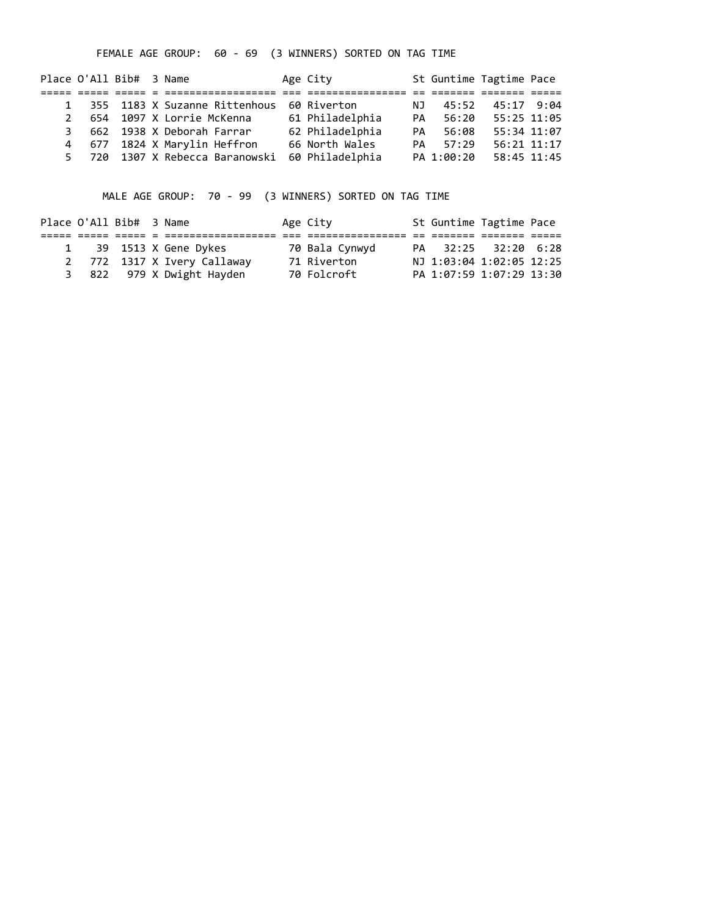FEMALE AGE GROUP:  60 - 69  (3 WINNERS) SORTED ON TAG TIME

| Place | O'All | Bib# | 3 | Name | Age | City | St | Guntime | Tagtime | Pace |
|---|---|---|---|---|---|---|---|---|---|---|
| 1 | 355 | 1183 | X | Suzanne Rittenhous | 60 | Riverton | NJ | 45:52 | 45:17 | 9:04 |
| 2 | 654 | 1097 | X | Lorrie McKenna | 61 | Philadelphia | PA | 56:20 | 55:25 | 11:05 |
| 3 | 662 | 1938 | X | Deborah Farrar | 62 | Philadelphia | PA | 56:08 | 55:34 | 11:07 |
| 4 | 677 | 1824 | X | Marylin Heffron | 66 | North Wales | PA | 57:29 | 56:21 | 11:17 |
| 5 | 720 | 1307 | X | Rebecca Baranowski | 60 | Philadelphia | PA | 1:00:20 | 58:45 | 11:45 |

MALE AGE GROUP:  70 - 99  (3 WINNERS) SORTED ON TAG TIME

| Place | O'All | Bib# | 3 | Name | Age | City | St | Guntime | Tagtime | Pace |
|---|---|---|---|---|---|---|---|---|---|---|
| 1 | 39 | 1513 | X | Gene Dykes | 70 | Bala Cynwyd | PA | 32:25 | 32:20 | 6:28 |
| 2 | 772 | 1317 | X | Ivery Callaway | 71 | Riverton | NJ | 1:03:04 | 1:02:05 | 12:25 |
| 3 | 822 | 979 | X | Dwight Hayden | 70 | Folcroft | PA | 1:07:59 | 1:07:29 | 13:30 |